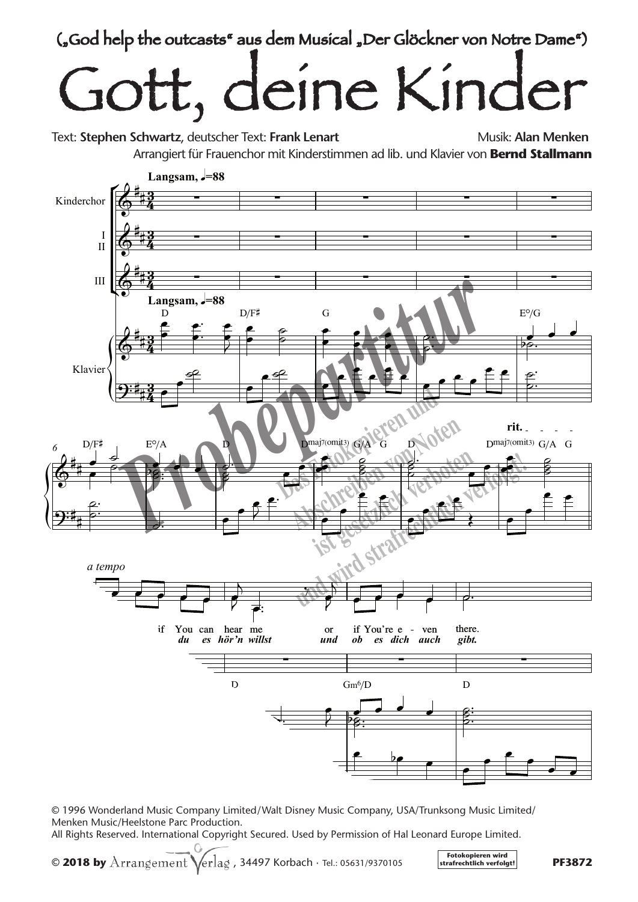(„God help the outcasts“ aus dem Musical „Der Glöckner von Notre Dame“)

# Gott, deine Kinder

Text: **Stephen Schwartz**, deutscher Text: **Frank Lenart** Musik: **Alan Menken**

Arrangiert für Frauenchor mit Kinderstimmen ad lib. und Klavier von **Bernd Stallmann**

**Langsam,** ♩=88

Kinderchor

I
II

III

Klavier

D D/F♯ G E°/G

D/F♯ E°/A D Dmaj7(omit3) G/A G D Dmaj7(omit3) G/A G

rit.

*a tempo*

if You can hear me or if You're e - ven there.

*du es hör'n willst und ob es dich auch gibt.*

D Gm6/D D

Probepartitur

Das Fotokopieren und Abschreiben von Noten ist gesetzlich verboten und wird strafrechtlich verfolgt!

© 1996 Wonderland Music Company Limited/Walt Disney Music Company, USA/Trunksong Music Limited/
Menken Music/Heelstone Parc Production.
All Rights Reserved. International Copyright Secured. Used by Permission of Hal Leonard Europe Limited.

**© 2018 by** Arrangement Verlag, 34497 Korbach · Tel.: 05631/9370105

**Fotokopieren wird strafrechtlich verfolgt!**

**PF3872**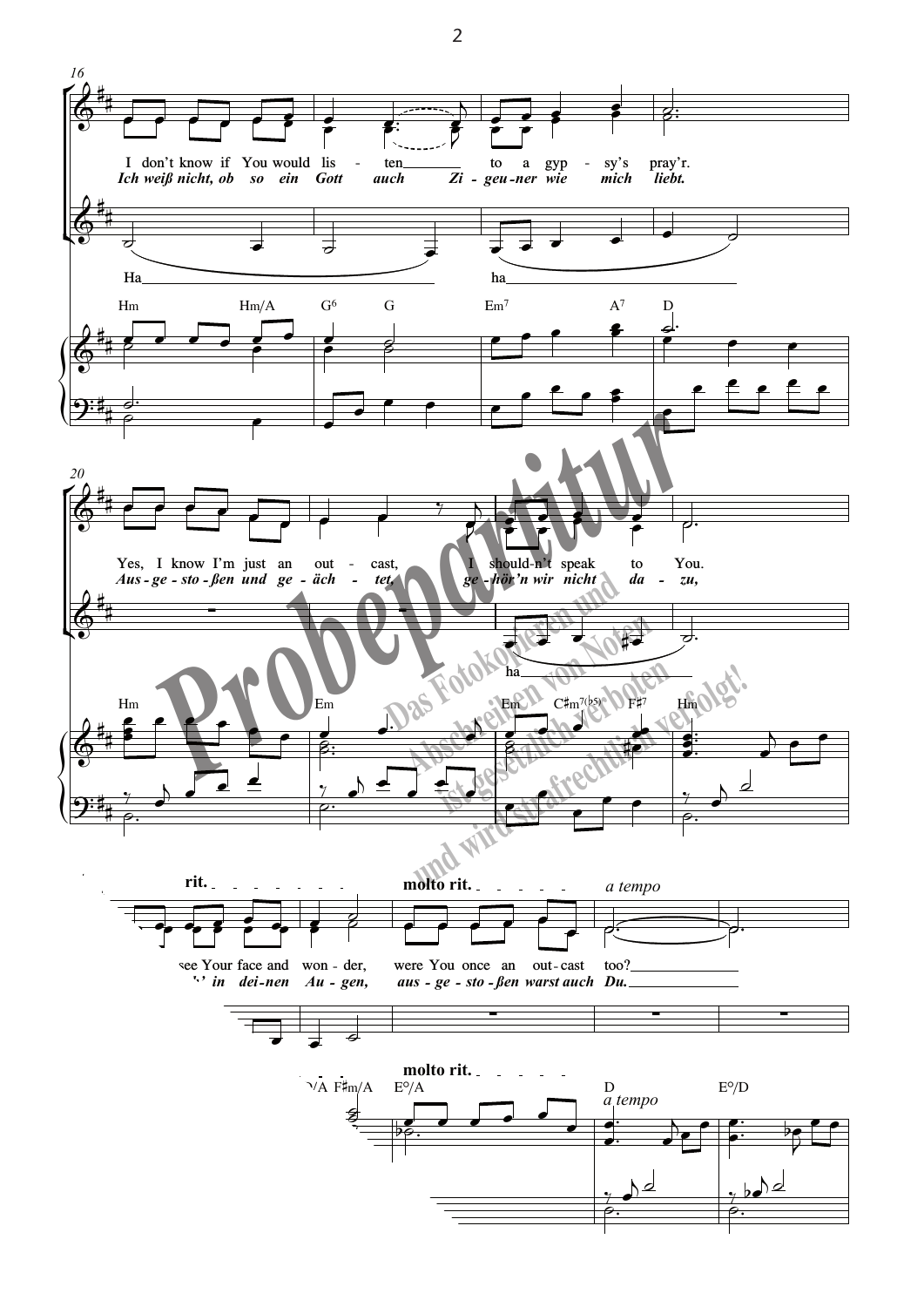16

I don't know if You would lis - ten to a gyp - sy's pray'r.
*Ich weiß nicht, ob so ein Gott auch Zi - geu - ner wie mich liebt.*

Ha ha

Hm Hm/A G6 G Em7 A7 D

20

Yes, I know I'm just an out - cast, I should-n't speak to You.
*Aus - ge - sto - ßen und ge - äch - tet, ge - hör'n wir nicht da - zu,*

ha

Hm Em Em C♯m7(♭5) F♯7 Hm

rit. molto rit. *a tempo*

see Your face and won - der, were You once an out - cast too?
*... in dei - nen Au - gen, aus - ge - sto - ßen warst auch Du.*

molto rit.

/A F♯m/A E°/A D E°/D

*a tempo*

Probepartitur

Das Fotokopieren und Abschreiben von Noten ist gesetzlich verboten und wird strafrechtlich verfolgt!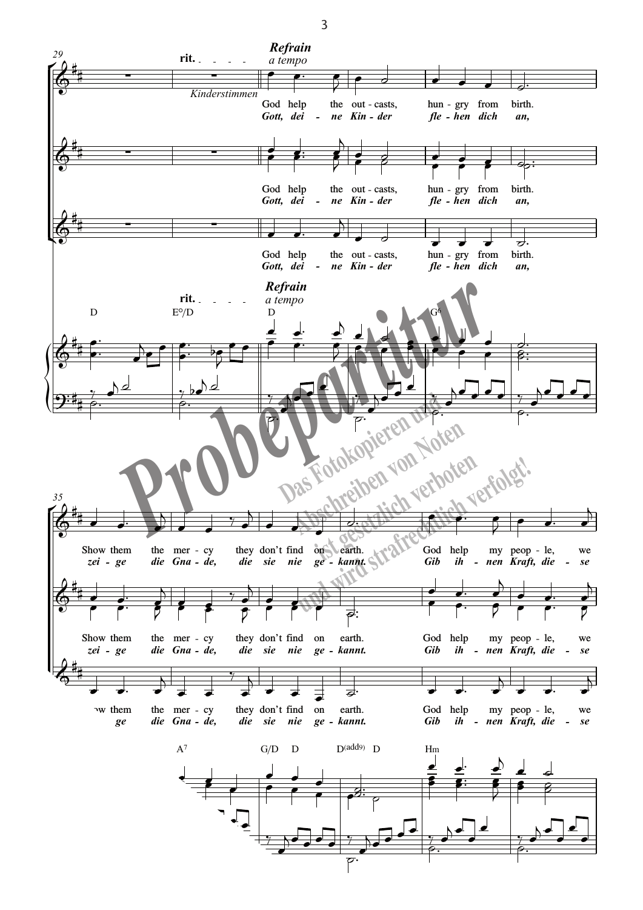**Refrain**

*a tempo*

rit.

*Kinderstimmen*

God help the out - casts, hun - gry from birth.

*Gott, dei - ne Kin - der fle - hen dich an,*

Show them the mer - cy they don't find on earth. God help my peop - le, we

*zei - ge die Gna - de, die sie nie ge - kannt. Gib ih - nen Kraft, die - se*

D E°/D D G⁶

A⁷ G/D D D(add9) D Hm

Probepartitur

Das Fotokopieren und Abschreiben von Noten ist gesetzlich verboten und wird strafrechtlich verfolgt!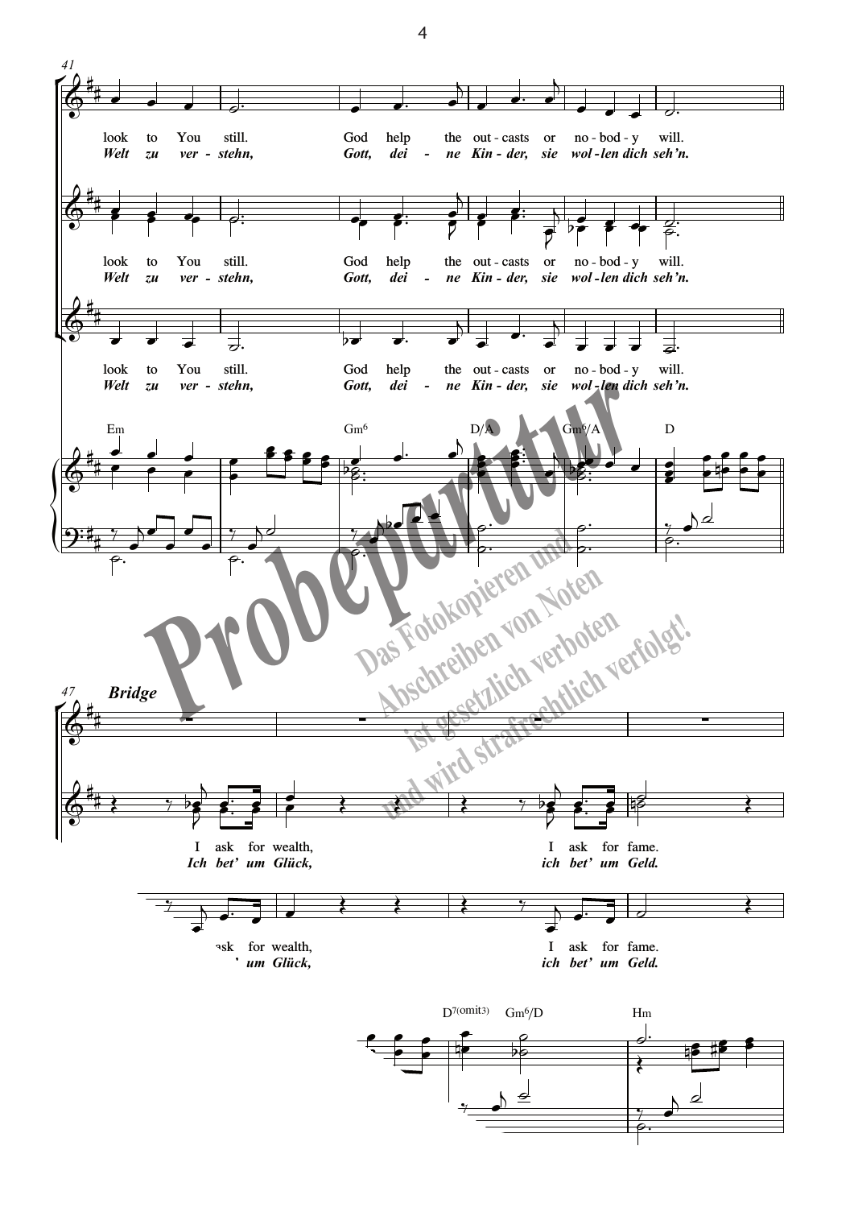41

look to You still. God help the out - casts or no - bod - y will.
*Welt zu ver - stehn, Gott, dei - ne Kin - der, sie wol - len dich seh'n.*

look to You still. God help the out - casts or no - bod - y will.
*Welt zu ver - stehn, Gott, dei - ne Kin - der, sie wol - len dich seh'n.*

look to You still. God help the out - casts or no - bod - y will.
*Welt zu ver - stehn, Gott, dei - ne Kin - der, sie wol - len dich seh'n.*

Em Gm6 D/A Gm6/A D

47 **Bridge**

I ask for wealth, I ask for fame.
*Ich bet' um Glück, ich bet' um Geld.*

I ask for wealth, I ask for fame.
*Ich bet' um Glück, ich bet' um Geld.*

D7(omit3) Gm6/D Hm

Probepartitur

Das Fotokopieren und Abschreiben von Noten ist gesetzlich verboten und wird strafrechtlich verfolgt!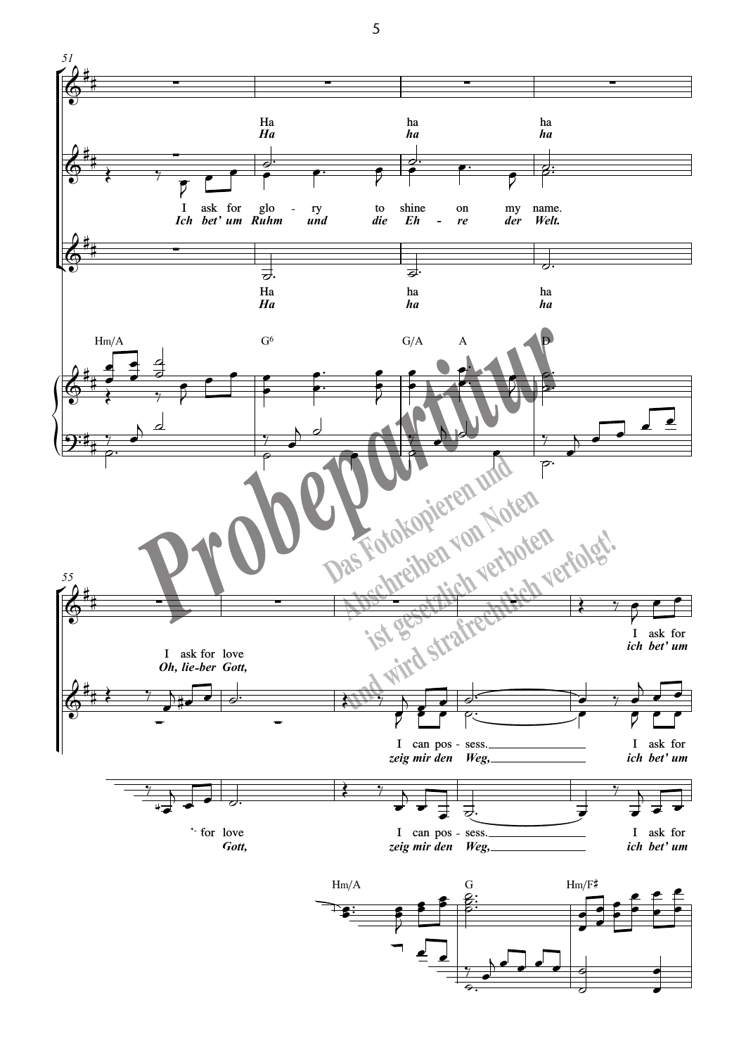51

Ha ha ha
*Ha ha ha*

I ask for glo - ry to shine on my name.
*Ich bet' um Ruhm und die Eh - re der Welt.*

Ha ha ha
*Ha ha ha*

Hm/A G6 G/A A D

**Probepartitur**

Das Fotokopieren und Abschreiben von Noten ist gesetzlich verboten und wird strafrechtlich verfolgt!

55

I ask for
*ich bet' um*

I ask for love
*Oh, lie-ber Gott,*

I can pos - sess. I ask for
*zeig mir den Weg, ich bet' um*

for love I can pos - sess. I ask for
*Gott, zeig mir den Weg, ich bet' um*

Hm/A G Hm/F♯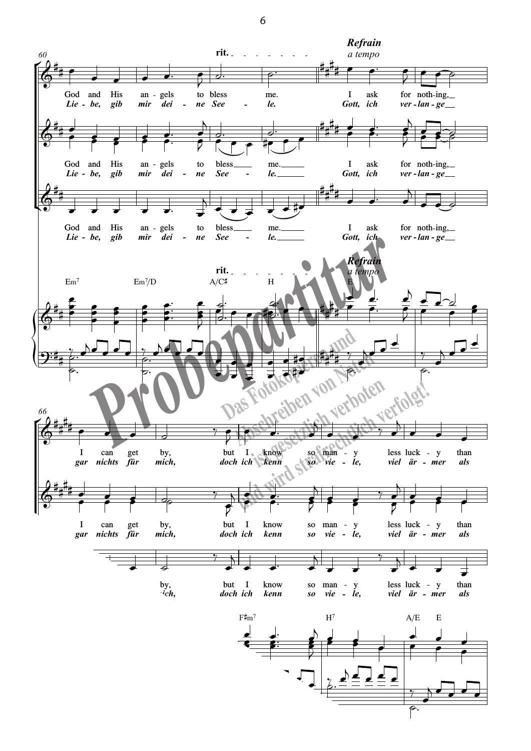60

rit. a tempo

**Refrain**

God and His angels to bless me. I ask for nothing,
*Lie - be, gib mir dei - ne See - le. Gott, ich ver - lan - ge*

God and His angels to bless me. I ask for nothing,
*Lie - be, gib mir dei - ne See - le. Gott, ich ver - lan - ge*

God and His angels to bless me. I ask for nothing,
*Lie - be, gib mir dei - ne See - le. Gott, ich ver - lan - ge*

Em7 Em7/D A/C♯ H E

66

I can get by, but I know so many less lucky than
*gar nichts für mich, doch ich kenn so vie - le, viel är - mer als*

I can get by, but I know so many less lucky than
*gar nichts für mich, doch ich kenn so vie - le, viel är - mer als*

by, but I know so many less lucky than
*mich, doch ich kenn so vie - le, viel är - mer als*

F♯m7 H7 A/E E

Probepartitur

Das Fotokopieren und Abschreiben von Noten ist gesetzlich verboten und wird strafrechtlich verfolgt!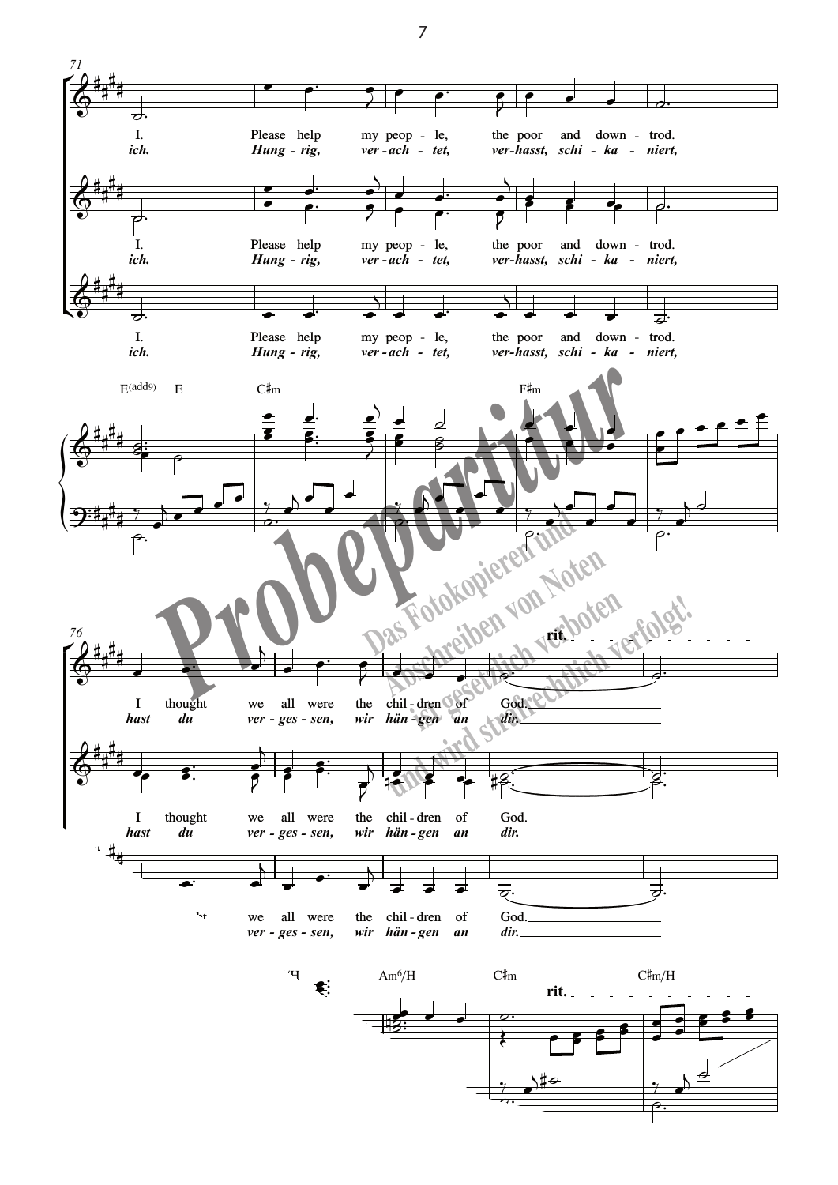71

I. Please help my peop - le, the poor and down - trod.
*ich. Hung - rig, ver - ach - tet, ver-hasst, schi - ka - niert,*

I. Please help my peop - le, the poor and down - trod.
*ich. Hung - rig, ver - ach - tet, ver-hasst, schi - ka - niert,*

I. Please help my peop - le, the poor and down - trod.
*ich. Hung - rig, ver - ach - tet, ver-hasst, schi - ka - niert,*

E(add9) E C♯m F♯m

76

rit.

I thought we all were the chil - dren of God.
*hast du ver - ges - sen, wir hän - gen an dir.*

I thought we all were the chil - dren of God.
*hast du ver - ges - sen, wir hän - gen an dir.*

we all were the chil - dren of God.
*ver - ges - sen, wir hän - gen an dir.*

Am6/H C♯m C♯m/H

rit.

**Probepartitur**

Das Fotokopieren und Abschreiben von Noten ist gesetzlich verboten und wird strafrechtlich verfolgt!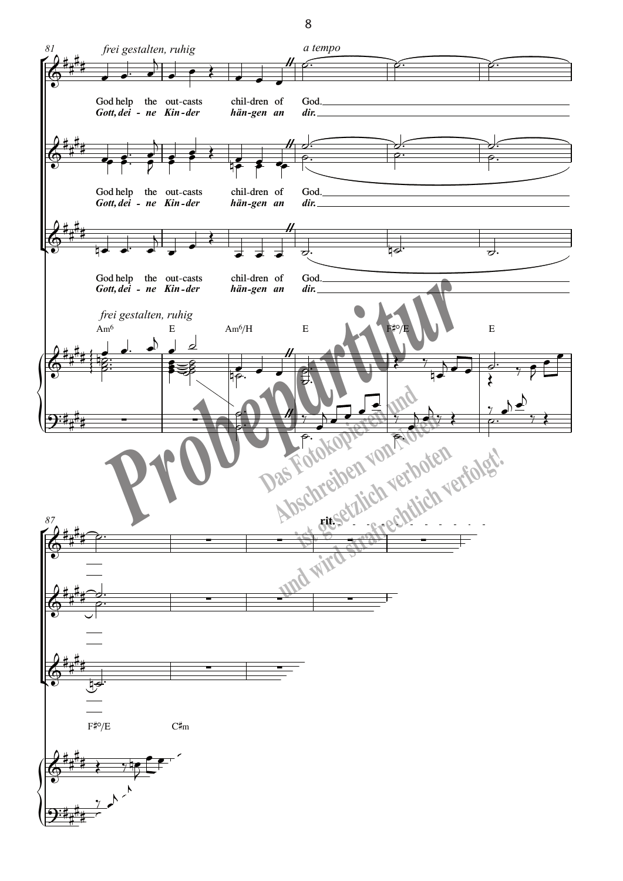81 *frei gestalten, ruhig* *a tempo*

God help the out-casts chil-dren of God.
***Gott, dei - ne Kin-der hän-gen an dir.***

God help the out-casts chil-dren of God.
***Gott, dei - ne Kin-der hän-gen an dir.***

God help the out-casts chil-dren of God.
***Gott, dei - ne Kin-der hän-gen an dir.***

*frei gestalten, ruhig*

Am6 E Am6/H E F♯°/E E

Probepartitur

Das Fotokopieren und Abschreiben von Noten ist gesetzlich verboten und wird strafrechtlich verfolgt!

87 **rit.**

F♯°/E C♯m